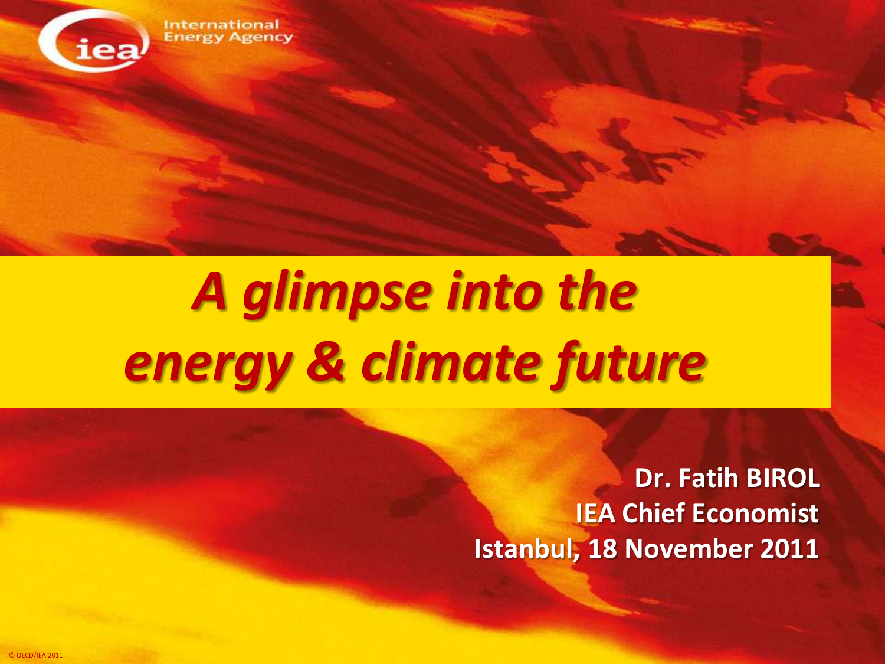International Energy Agency

# *A glimpse into the energy & climate future*

**Dr. Fatih BIROL**
**IEA Chief Economist**
**Istanbul, 18 November 2011**

© OECD/IEA 2011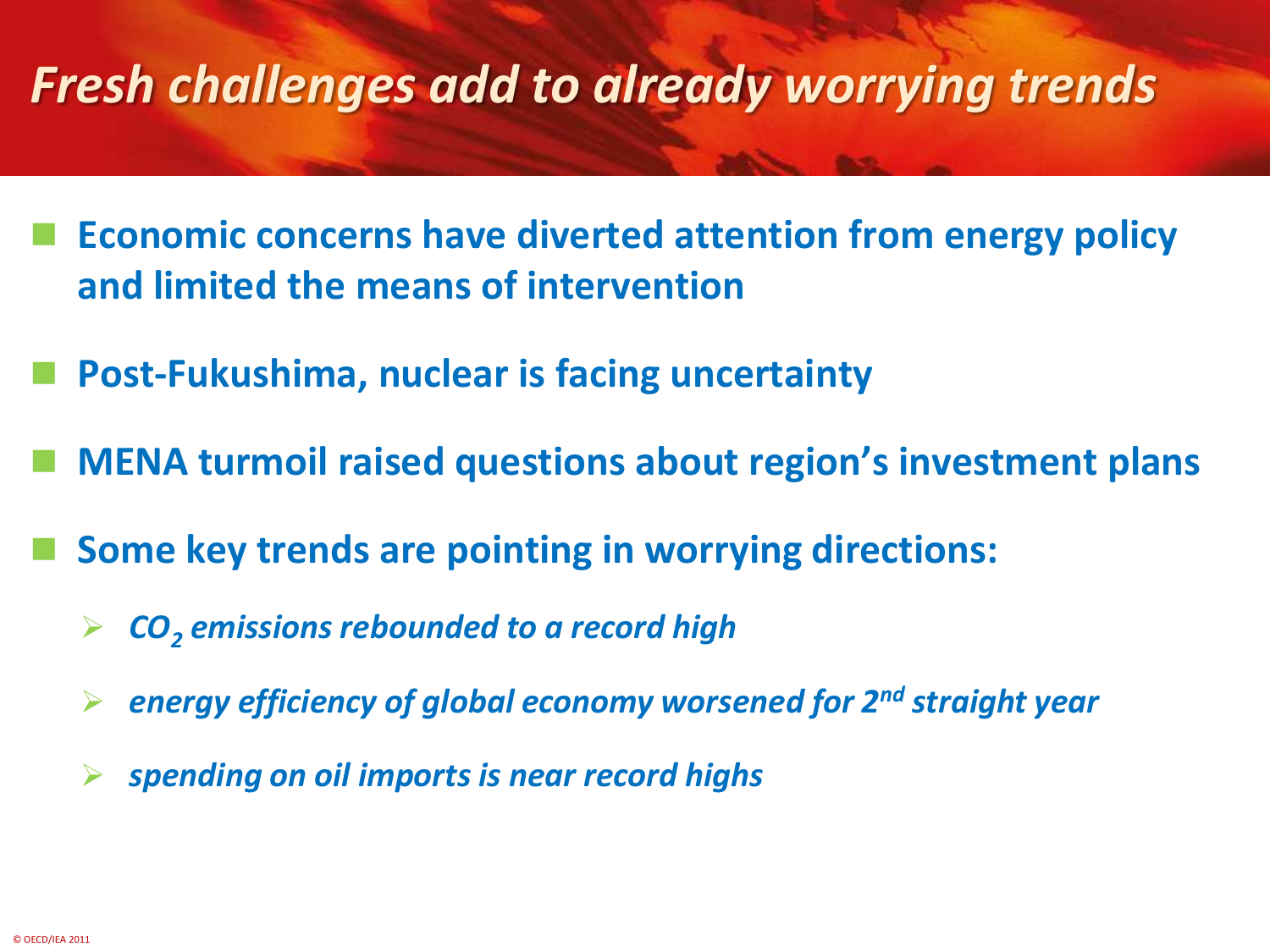# *Fresh challenges add to already worrying trends*

- **Economic concerns have diverted attention from energy policy and limited the means of intervention**
- **Post-Fukushima, nuclear is facing uncertainty**
- **MENA turmoil raised questions about region's investment plans**
- **Some key trends are pointing in worrying directions:**
  - ***$CO_2$ emissions rebounded to a record high***
  - ***energy efficiency of global economy worsened for 2nd straight year***
  - ***spending on oil imports is near record highs***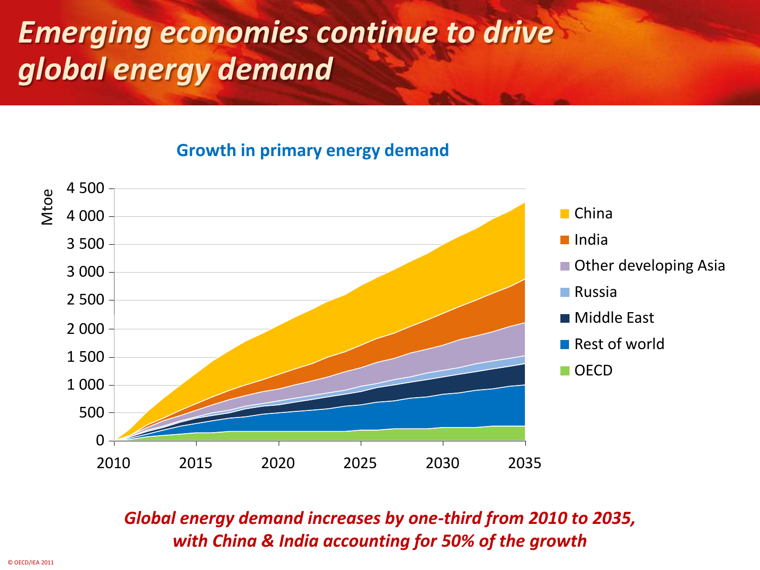# *Emerging economies continue to drive global energy demand*

**Growth in primary energy demand**

*Global energy demand increases by one-third from 2010 to 2035, with China & India accounting for 50% of the growth*

© OECD/IEA 2011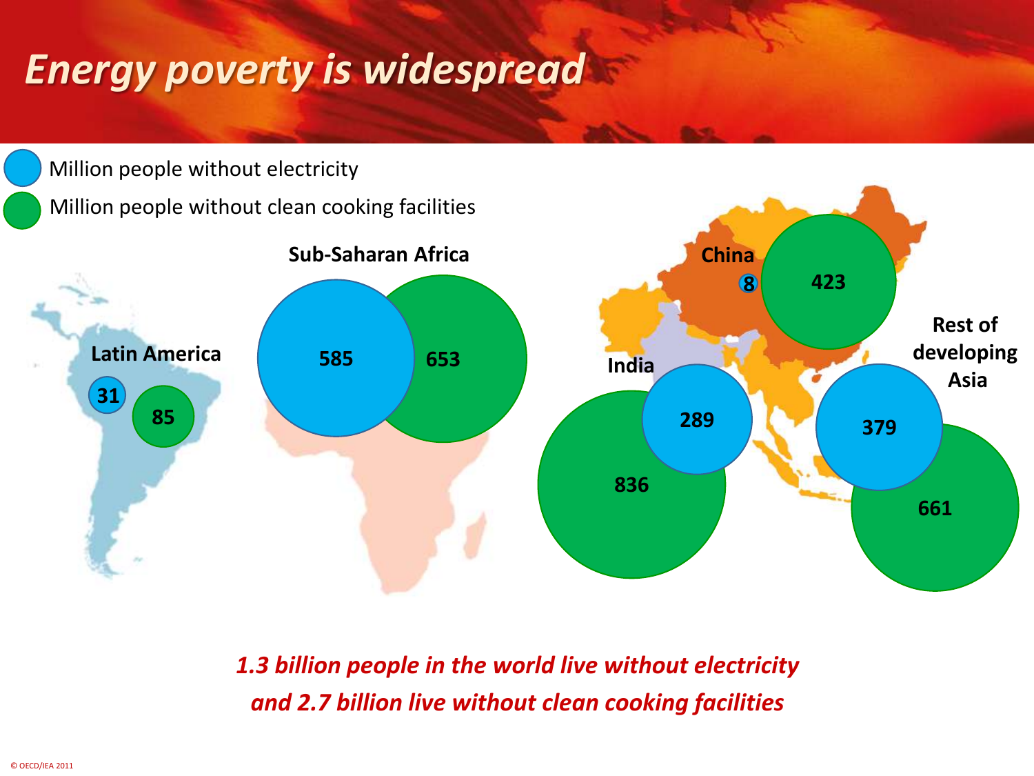# Energy poverty is widespread

- Million people without electricity
- Million people without clean cooking facilities

| Region | Million people without electricity | Million people without clean cooking facilities |
| --- | --- | --- |
| Latin America | 31 | 85 |
| Sub-Saharan Africa | 585 | 653 |
| China | 8 | 423 |
| India | 289 | 836 |
| Rest of developing Asia | 379 | 661 |

*1.3 billion people in the world live without electricity and 2.7 billion live without clean cooking facilities*

© OECD/IEA 2011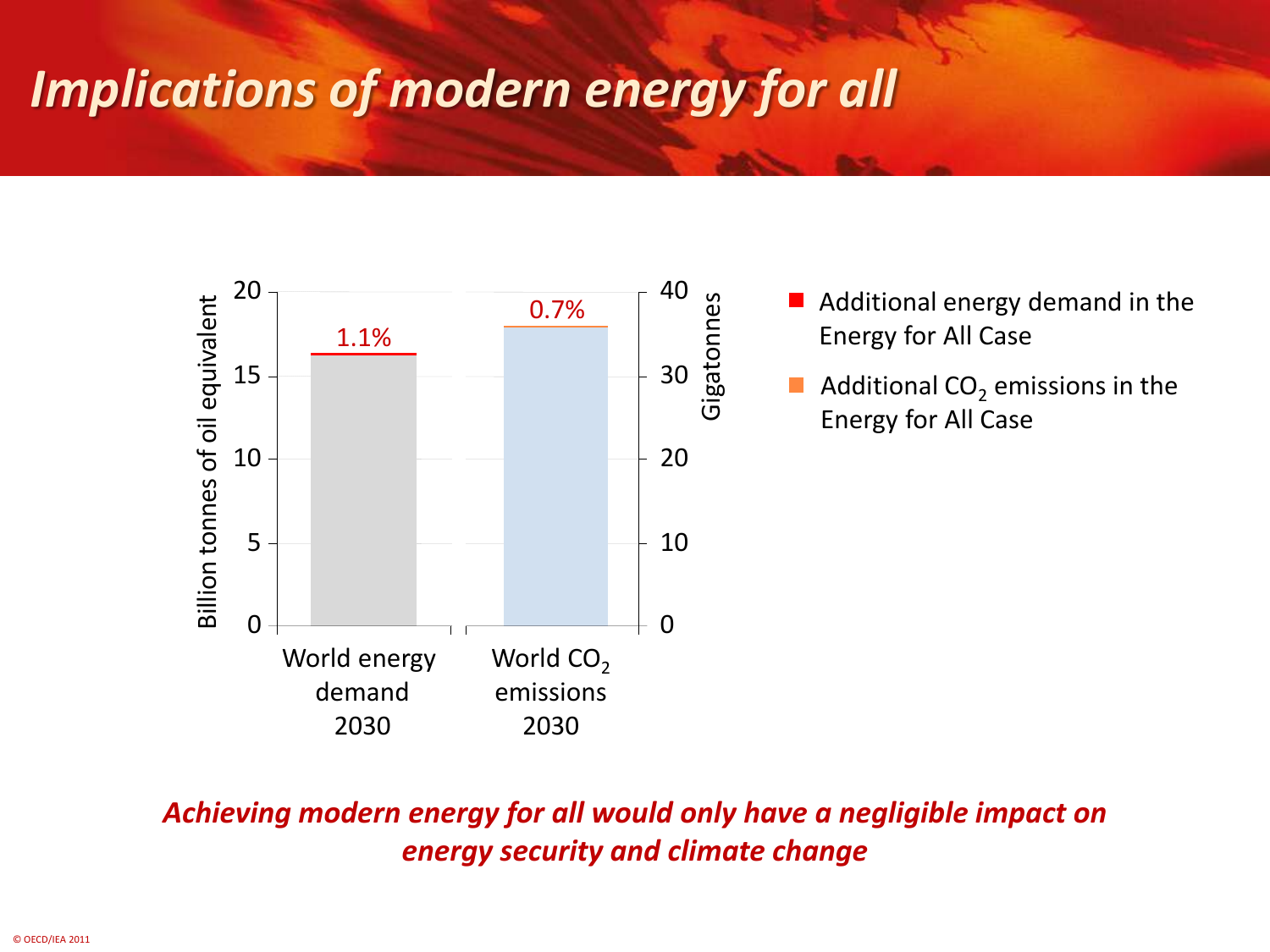# *Implications of modern energy for all*

| | World energy demand 2030 | World $CO_2$ emissions 2030 |
| --- | --- | --- |
| Additional in the Energy for All Case | 1.1% | 0.7% |

Left axis: Billion tonnes of oil equivalent (0–20). Right axis: Gigatonnes (0–40).

- Additional energy demand in the Energy for All Case
- Additional $CO_2$ emissions in the Energy for All Case

***Achieving modern energy for all would only have a negligible impact on energy security and climate change***

© OECD/IEA 2011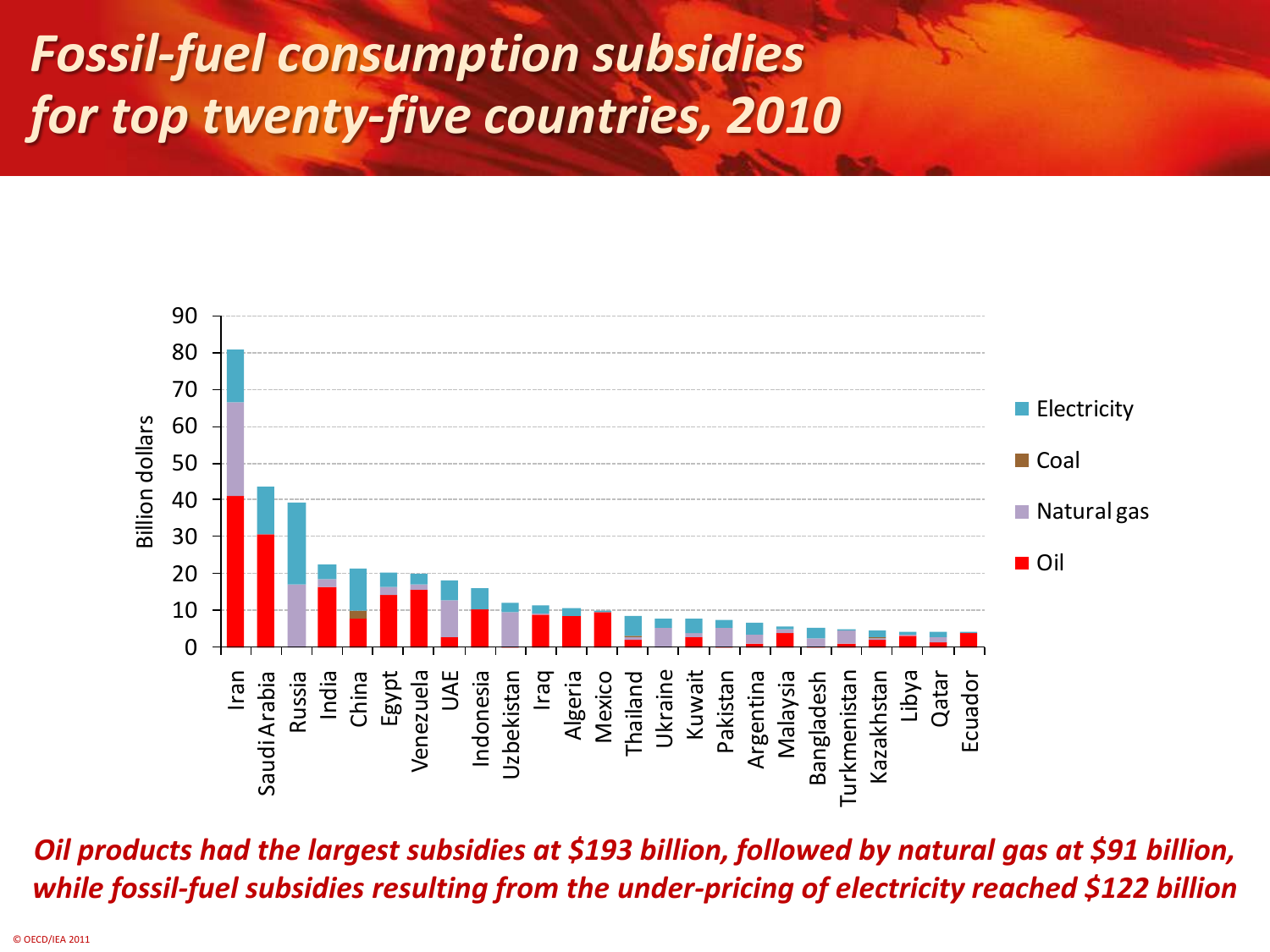# *Fossil-fuel consumption subsidies for top twenty-five countries, 2010*

*Oil products had the largest subsidies at $193 billion, followed by natural gas at $91 billion, while fossil-fuel subsidies resulting from the under-pricing of electricity reached $122 billion*

© OECD/IEA 2011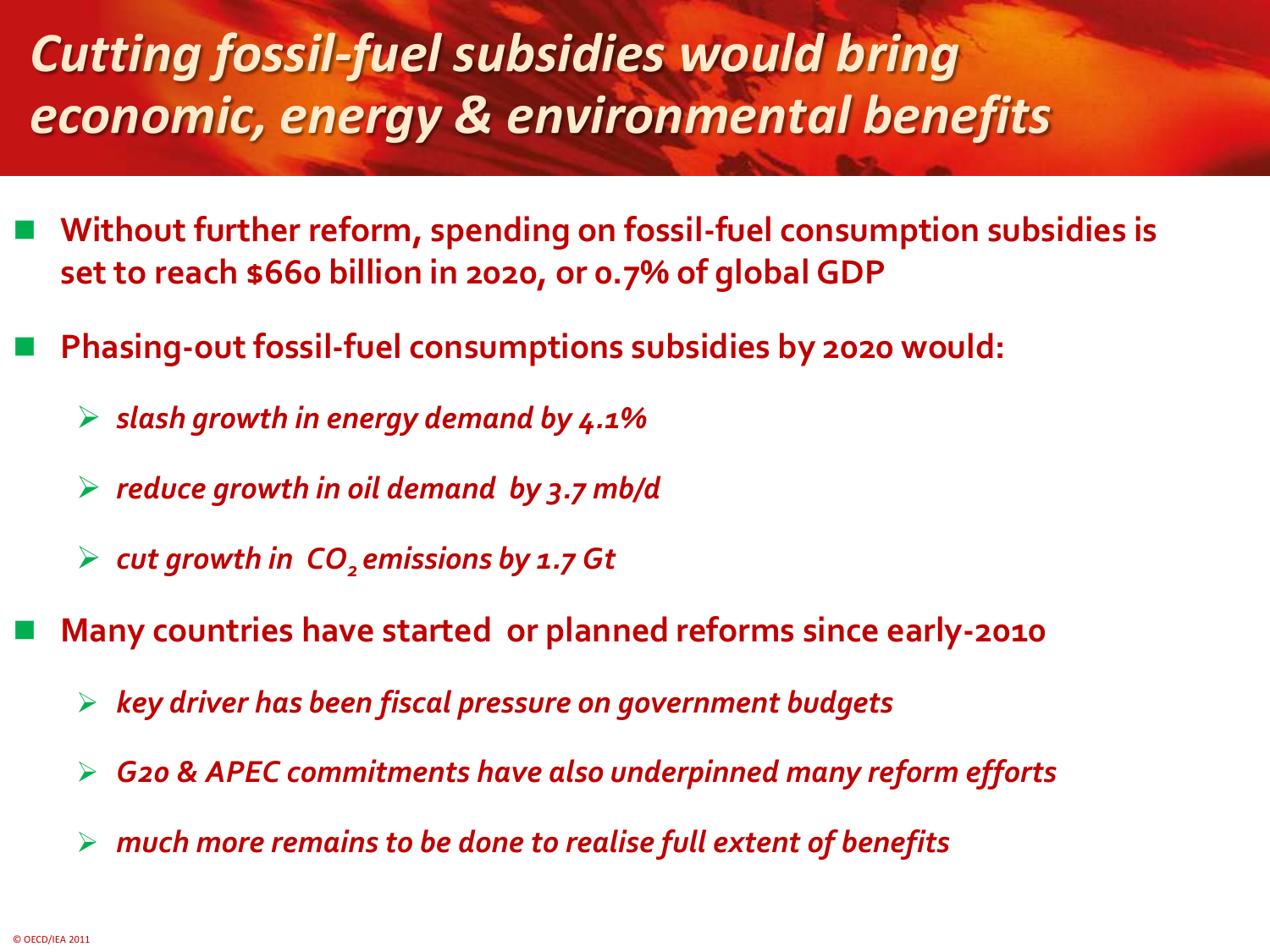# *Cutting fossil-fuel subsidies would bring economic, energy & environmental benefits*

- **Without further reform, spending on fossil-fuel consumption subsidies is set to reach $660 billion in 2020, or 0.7% of global GDP**
- **Phasing-out fossil-fuel consumptions subsidies by 2020 would:**
  - ***slash growth in energy demand by 4.1%***
  - ***reduce growth in oil demand by 3.7 mb/d***
  - ***cut growth in $CO_2$ emissions by 1.7 Gt***
- **Many countries have started or planned reforms since early-2010**
  - ***key driver has been fiscal pressure on government budgets***
  - ***G20 & APEC commitments have also underpinned many reform efforts***
  - ***much more remains to be done to realise full extent of benefits***

© OECD/IEA 2011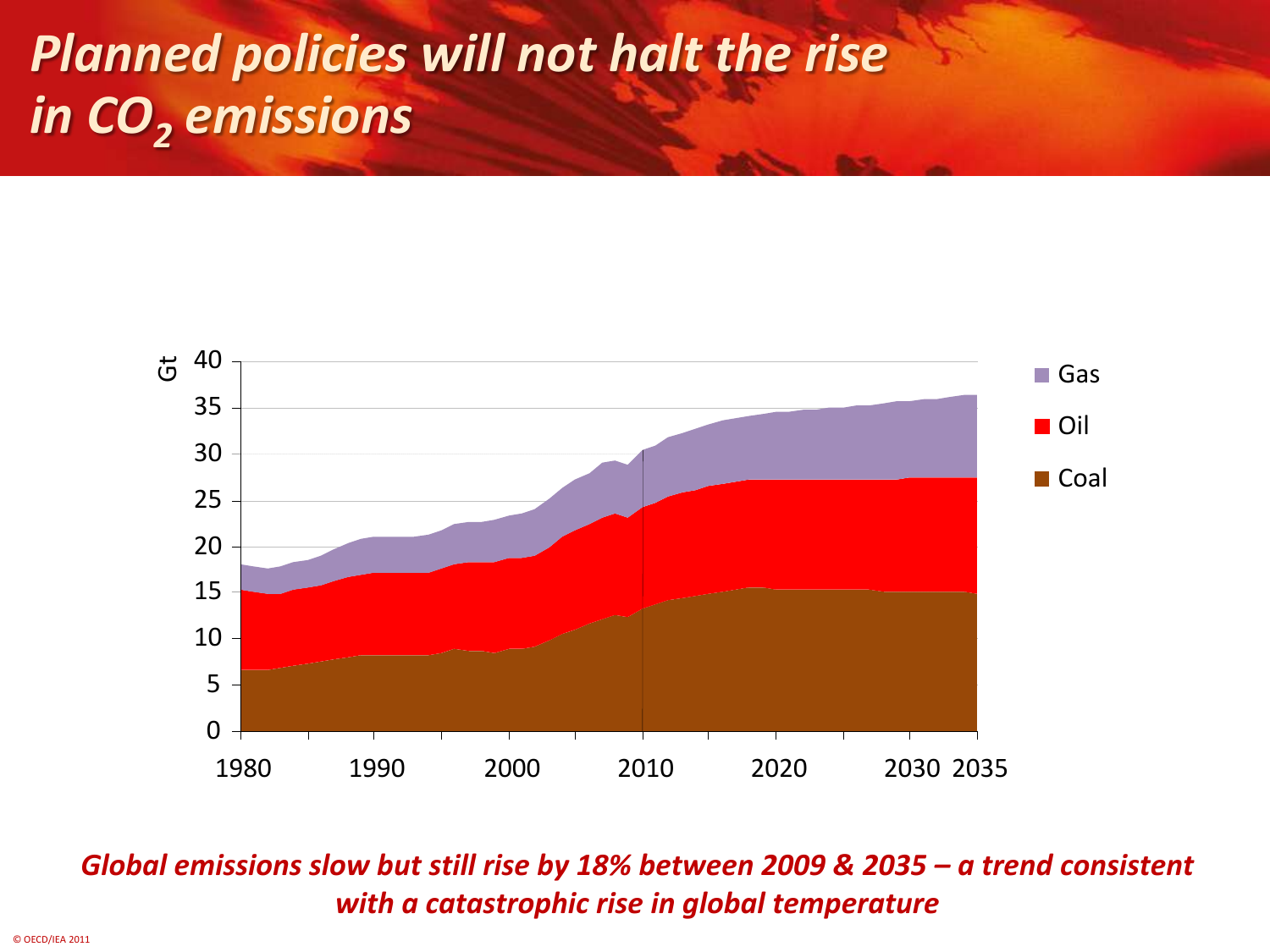# *Planned policies will not halt the rise in $CO_2$ emissions*

*Global emissions slow but still rise by 18% between 2009 & 2035 – a trend consistent with a catastrophic rise in global temperature*

© OECD/IEA 2011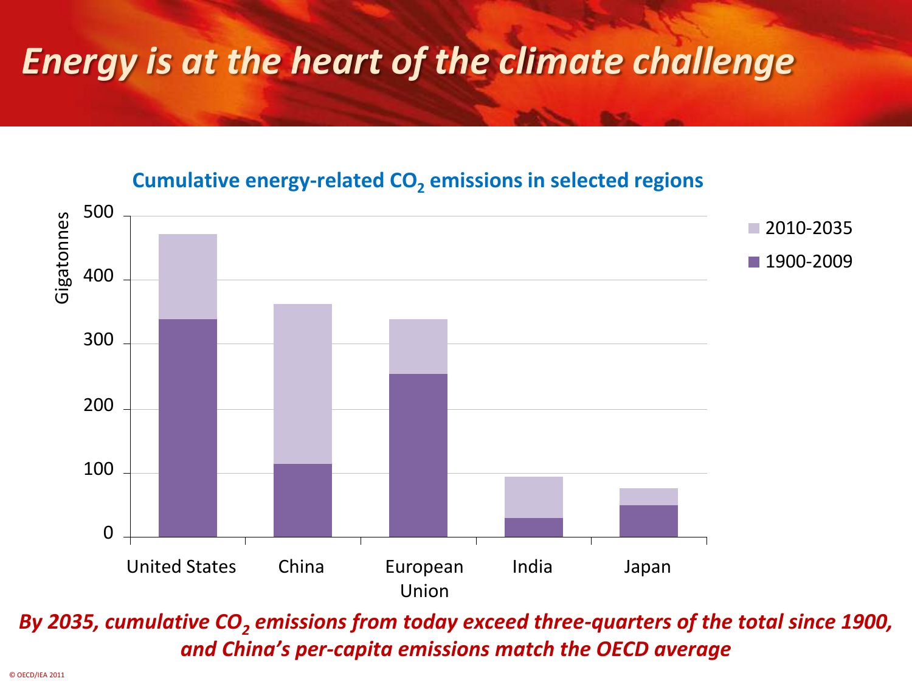# *Energy is at the heart of the climate challenge*

**Cumulative energy-related $CO_2$ emissions in selected regions**

***By 2035, cumulative $CO_2$ emissions from today exceed three-quarters of the total since 1900, and China's per-capita emissions match the OECD average***

© OECD/IEA 2011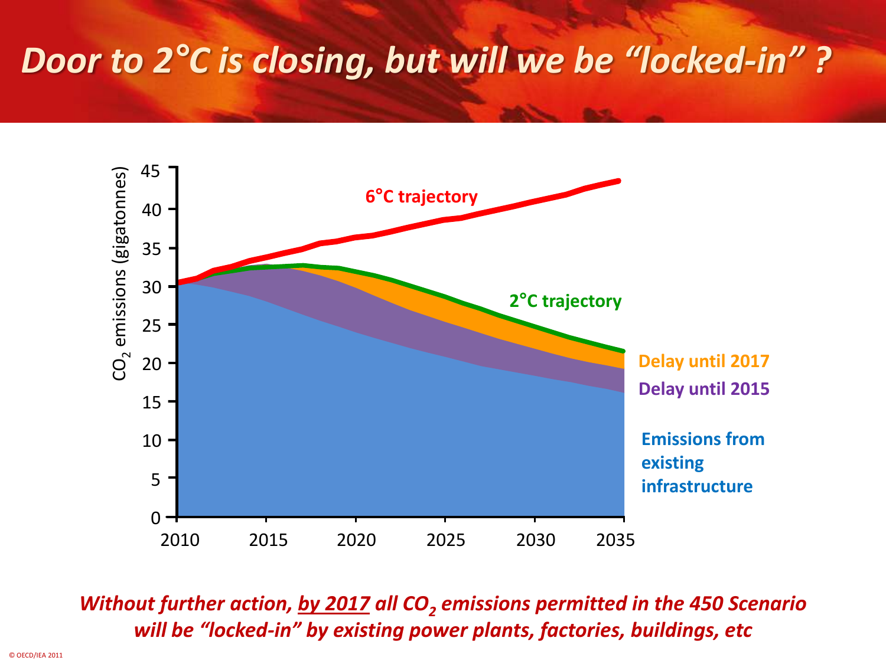# *Door to 2°C is closing, but will we be "locked-in" ?*

45

40

35

30

25

20

15

10

5

0

$CO_2$ emissions (gigatonnes)

2010 2015 2020 2025 2030 2035

6°C trajectory

2°C trajectory

Delay until 2017

Delay until 2015

Emissions from existing infrastructure

***Without further action, by 2017 all $CO_2$ emissions permitted in the 450 Scenario will be "locked-in" by existing power plants, factories, buildings, etc***

© OECD/IEA 2011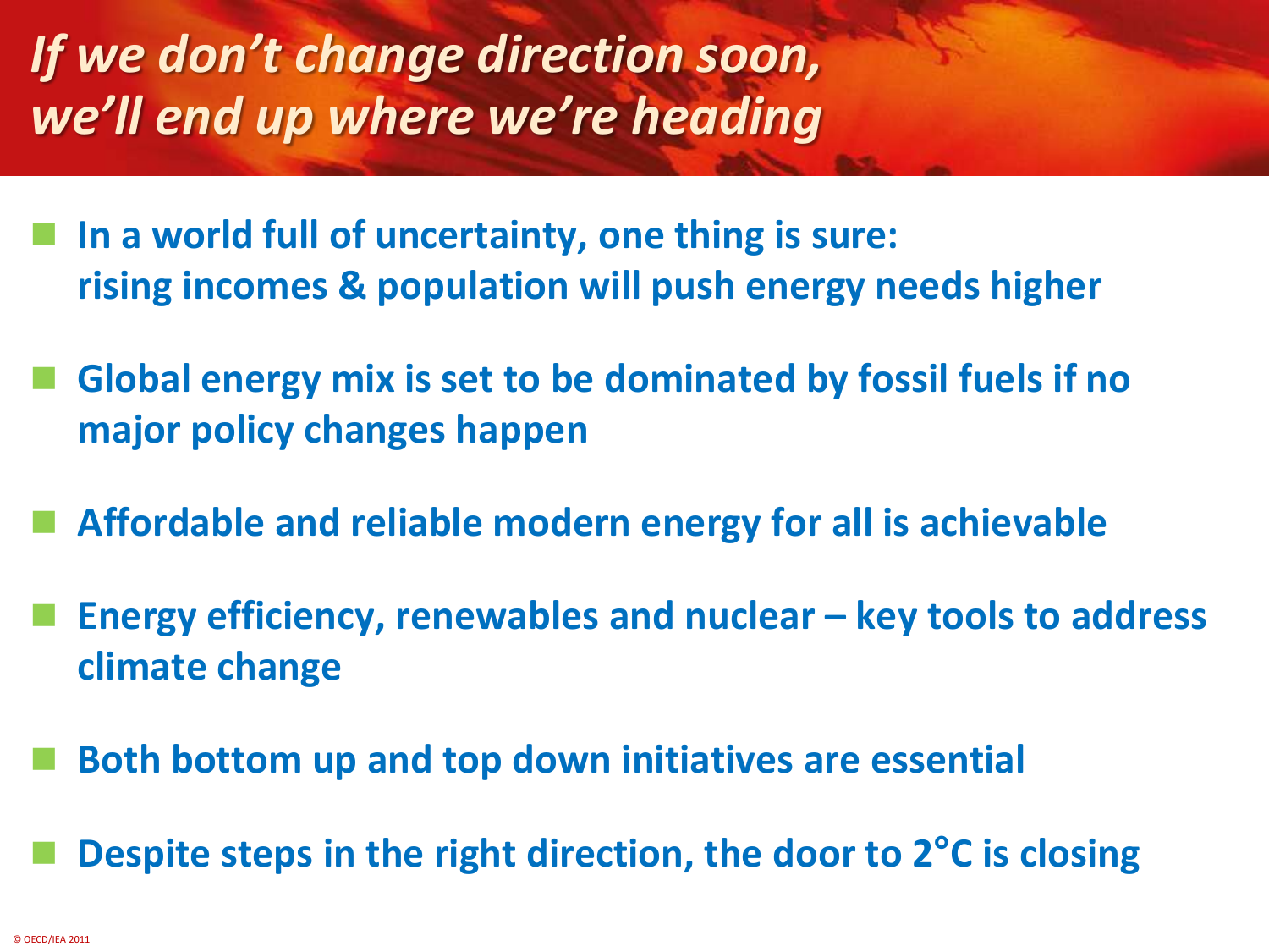# *If we don't change direction soon, we'll end up where we're heading*

- **In a world full of uncertainty, one thing is sure: rising incomes & population will push energy needs higher**
- **Global energy mix is set to be dominated by fossil fuels if no major policy changes happen**
- **Affordable and reliable modern energy for all is achievable**
- **Energy efficiency, renewables and nuclear – key tools to address climate change**
- **Both bottom up and top down initiatives are essential**
- **Despite steps in the right direction, the door to 2°C is closing**

© OECD/IEA 2011